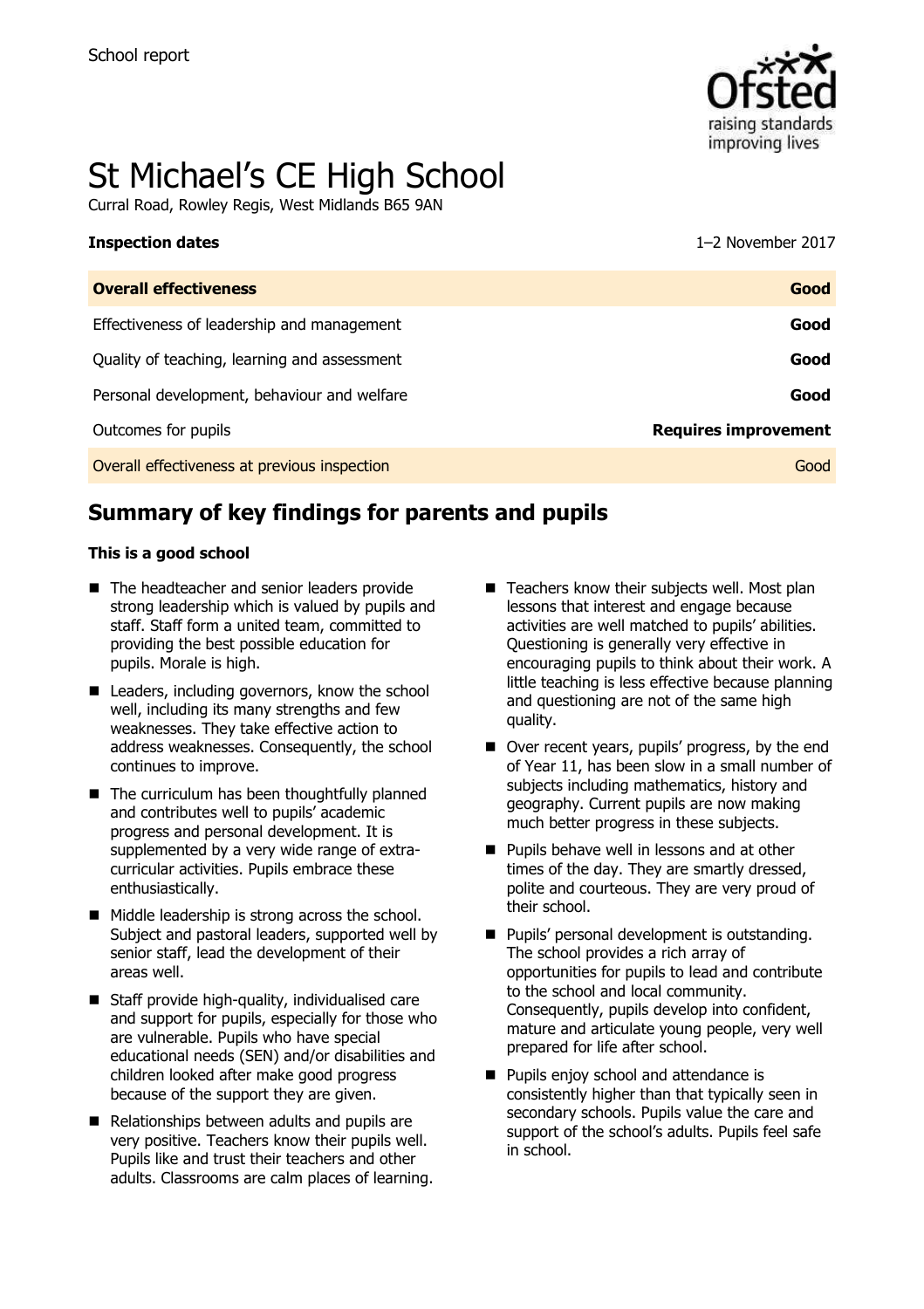School report

# St Michael's CE High School

Currral Road, Rowley Regis, West Midlands B65 9AN

**Inspection dates** 1–2 November 2017

| **Overall effectiveness** | **Good** |
|---|---|
| Effectiveness of leadership and management | **Good** |
| Quality of teaching, learning and assessment | **Good** |
| Personal development, behaviour and welfare | **Good** |
| Outcomes for pupils | **Requires improvement** |
| Overall effectiveness at previous inspection | Good |

## Summary of key findings for parents and pupils

**This is a good school**

- The headteacher and senior leaders provide strong leadership which is valued by pupils and staff. Staff form a united team, committed to providing the best possible education for pupils. Morale is high.
- Leaders, including governors, know the school well, including its many strengths and few weaknesses. They take effective action to address weaknesses. Consequently, the school continues to improve.
- The curriculum has been thoughtfully planned and contributes well to pupils' academic progress and personal development. It is supplemented by a very wide range of extra-curricular activities. Pupils embrace these enthusiastically.
- Middle leadership is strong across the school. Subject and pastoral leaders, supported well by senior staff, lead the development of their areas well.
- Staff provide high-quality, individualised care and support for pupils, especially for those who are vulnerable. Pupils who have special educational needs (SEN) and/or disabilities and children looked after make good progress because of the support they are given.
- Relationships between adults and pupils are very positive. Teachers know their pupils well. Pupils like and trust their teachers and other adults. Classrooms are calm places of learning.
- Teachers know their subjects well. Most plan lessons that interest and engage because activities are well matched to pupils' abilities. Questioning is generally very effective in encouraging pupils to think about their work. A little teaching is less effective because planning and questioning are not of the same high quality.
- Over recent years, pupils' progress, by the end of Year 11, has been slow in a small number of subjects including mathematics, history and geography. Current pupils are now making much better progress in these subjects.
- Pupils behave well in lessons and at other times of the day. They are smartly dressed, polite and courteous. They are very proud of their school.
- Pupils' personal development is outstanding. The school provides a rich array of opportunities for pupils to lead and contribute to the school and local community. Consequently, pupils develop into confident, mature and articulate young people, very well prepared for life after school.
- Pupils enjoy school and attendance is consistently higher than that typically seen in secondary schools. Pupils value the care and support of the school's adults. Pupils feel safe in school.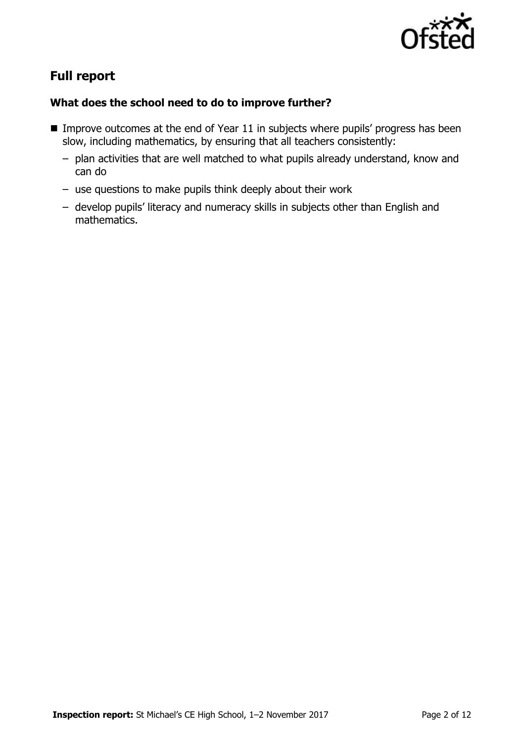## Full report

### What does the school need to do to improve further?

- Improve outcomes at the end of Year 11 in subjects where pupils' progress has been slow, including mathematics, by ensuring that all teachers consistently:
  - plan activities that are well matched to what pupils already understand, know and can do
  - use questions to make pupils think deeply about their work
  - develop pupils' literacy and numeracy skills in subjects other than English and mathematics.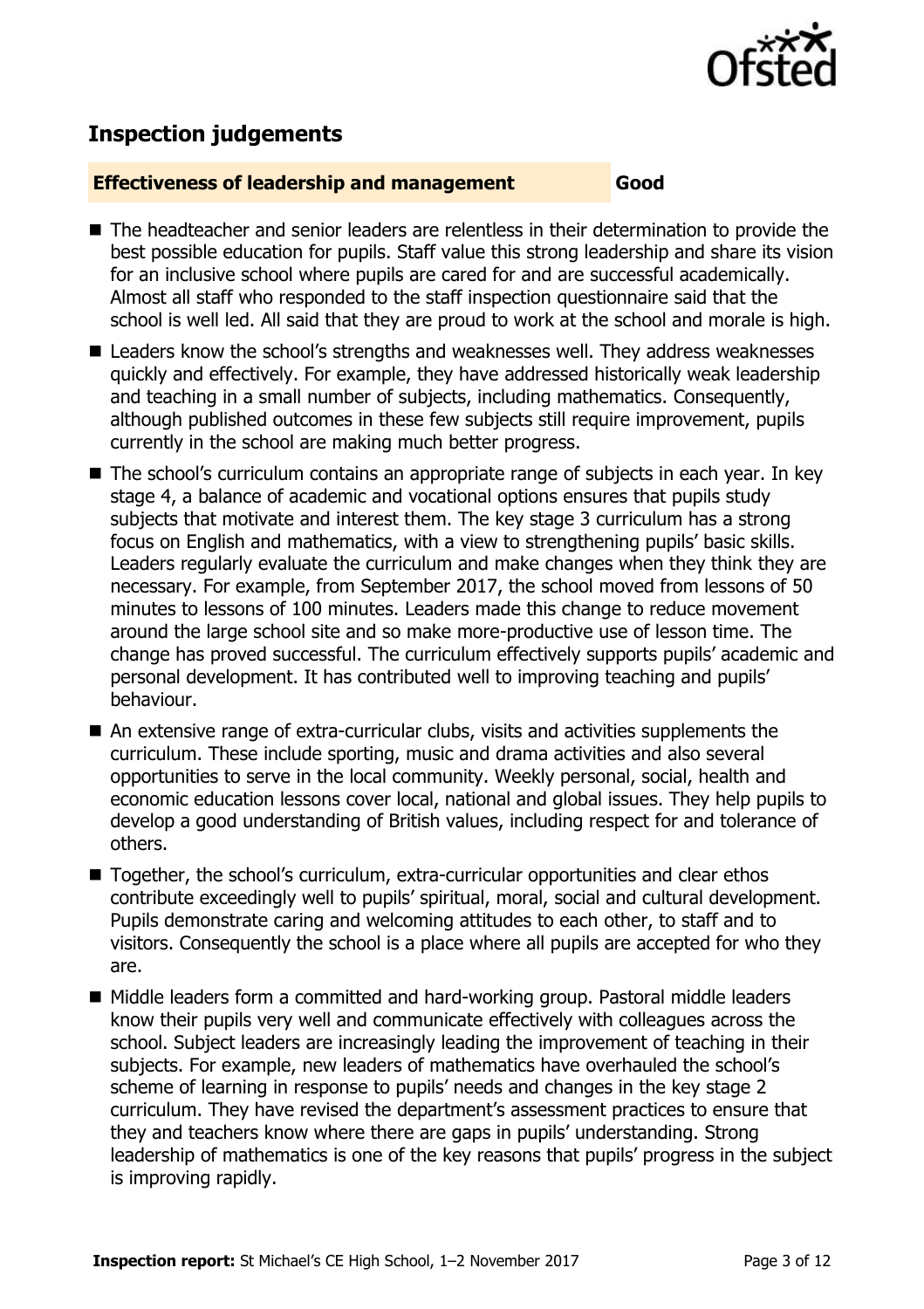## Inspection judgements

### Effectiveness of leadership and management — Good

- The headteacher and senior leaders are relentless in their determination to provide the best possible education for pupils. Staff value this strong leadership and share its vision for an inclusive school where pupils are cared for and are successful academically. Almost all staff who responded to the staff inspection questionnaire said that the school is well led. All said that they are proud to work at the school and morale is high.
- Leaders know the school's strengths and weaknesses well. They address weaknesses quickly and effectively. For example, they have addressed historically weak leadership and teaching in a small number of subjects, including mathematics. Consequently, although published outcomes in these few subjects still require improvement, pupils currently in the school are making much better progress.
- The school's curriculum contains an appropriate range of subjects in each year. In key stage 4, a balance of academic and vocational options ensures that pupils study subjects that motivate and interest them. The key stage 3 curriculum has a strong focus on English and mathematics, with a view to strengthening pupils' basic skills. Leaders regularly evaluate the curriculum and make changes when they think they are necessary. For example, from September 2017, the school moved from lessons of 50 minutes to lessons of 100 minutes. Leaders made this change to reduce movement around the large school site and so make more-productive use of lesson time. The change has proved successful. The curriculum effectively supports pupils' academic and personal development. It has contributed well to improving teaching and pupils' behaviour.
- An extensive range of extra-curricular clubs, visits and activities supplements the curriculum. These include sporting, music and drama activities and also several opportunities to serve in the local community. Weekly personal, social, health and economic education lessons cover local, national and global issues. They help pupils to develop a good understanding of British values, including respect for and tolerance of others.
- Together, the school's curriculum, extra-curricular opportunities and clear ethos contribute exceedingly well to pupils' spiritual, moral, social and cultural development. Pupils demonstrate caring and welcoming attitudes to each other, to staff and to visitors. Consequently the school is a place where all pupils are accepted for who they are.
- Middle leaders form a committed and hard-working group. Pastoral middle leaders know their pupils very well and communicate effectively with colleagues across the school. Subject leaders are increasingly leading the improvement of teaching in their subjects. For example, new leaders of mathematics have overhauled the school's scheme of learning in response to pupils' needs and changes in the key stage 2 curriculum. They have revised the department's assessment practices to ensure that they and teachers know where there are gaps in pupils' understanding. Strong leadership of mathematics is one of the key reasons that pupils' progress in the subject is improving rapidly.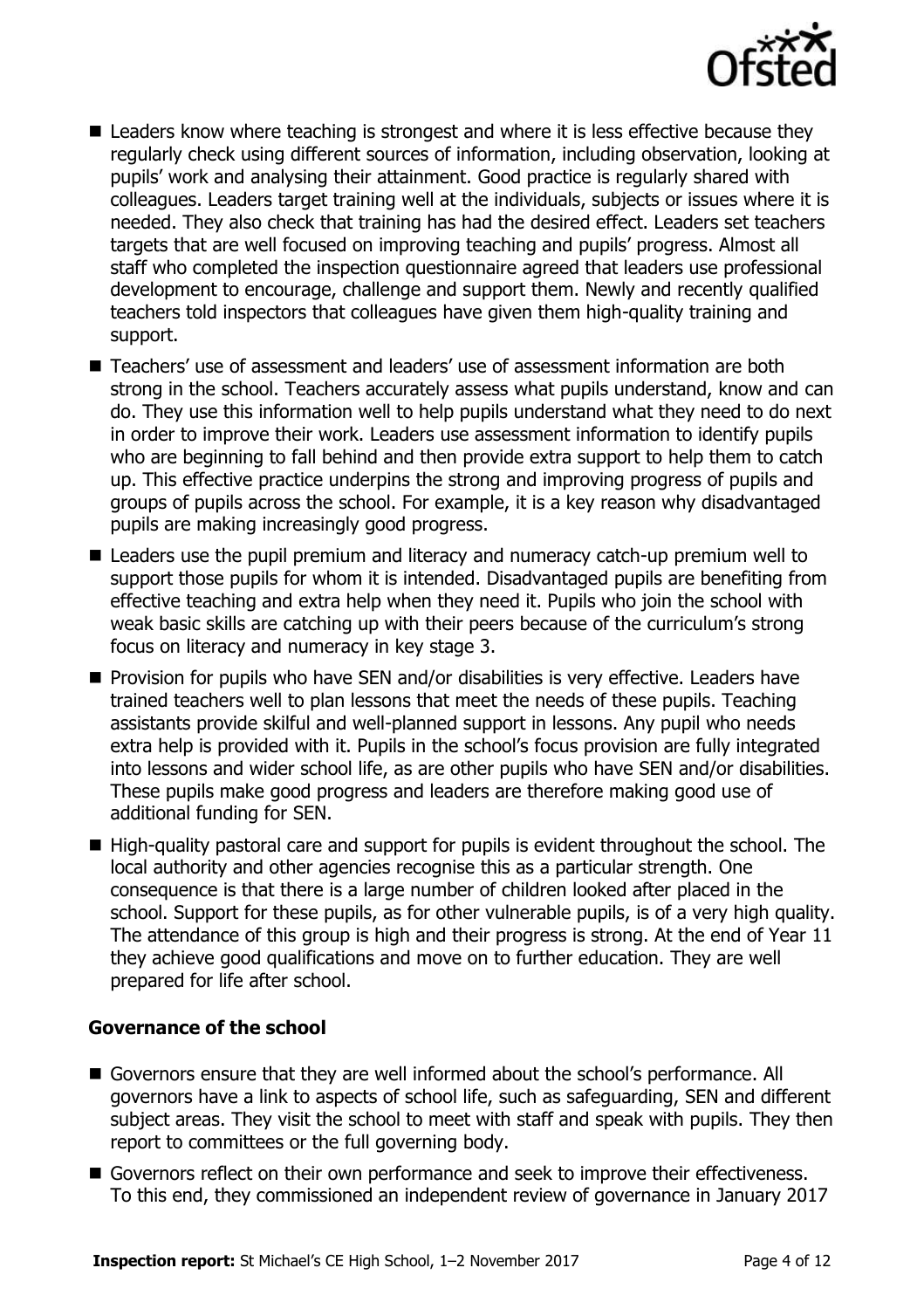- Leaders know where teaching is strongest and where it is less effective because they regularly check using different sources of information, including observation, looking at pupils' work and analysing their attainment. Good practice is regularly shared with colleagues. Leaders target training well at the individuals, subjects or issues where it is needed. They also check that training has had the desired effect. Leaders set teachers targets that are well focused on improving teaching and pupils' progress. Almost all staff who completed the inspection questionnaire agreed that leaders use professional development to encourage, challenge and support them. Newly and recently qualified teachers told inspectors that colleagues have given them high-quality training and support.
- Teachers' use of assessment and leaders' use of assessment information are both strong in the school. Teachers accurately assess what pupils understand, know and can do. They use this information well to help pupils understand what they need to do next in order to improve their work. Leaders use assessment information to identify pupils who are beginning to fall behind and then provide extra support to help them to catch up. This effective practice underpins the strong and improving progress of pupils and groups of pupils across the school. For example, it is a key reason why disadvantaged pupils are making increasingly good progress.
- Leaders use the pupil premium and literacy and numeracy catch-up premium well to support those pupils for whom it is intended. Disadvantaged pupils are benefiting from effective teaching and extra help when they need it. Pupils who join the school with weak basic skills are catching up with their peers because of the curriculum's strong focus on literacy and numeracy in key stage 3.
- Provision for pupils who have SEN and/or disabilities is very effective. Leaders have trained teachers well to plan lessons that meet the needs of these pupils. Teaching assistants provide skilful and well-planned support in lessons. Any pupil who needs extra help is provided with it. Pupils in the school's focus provision are fully integrated into lessons and wider school life, as are other pupils who have SEN and/or disabilities. These pupils make good progress and leaders are therefore making good use of additional funding for SEN.
- High-quality pastoral care and support for pupils is evident throughout the school. The local authority and other agencies recognise this as a particular strength. One consequence is that there is a large number of children looked after placed in the school. Support for these pupils, as for other vulnerable pupils, is of a very high quality. The attendance of this group is high and their progress is strong. At the end of Year 11 they achieve good qualifications and move on to further education. They are well prepared for life after school.

### Governance of the school

- Governors ensure that they are well informed about the school's performance. All governors have a link to aspects of school life, such as safeguarding, SEN and different subject areas. They visit the school to meet with staff and speak with pupils. They then report to committees or the full governing body.
- Governors reflect on their own performance and seek to improve their effectiveness. To this end, they commissioned an independent review of governance in January 2017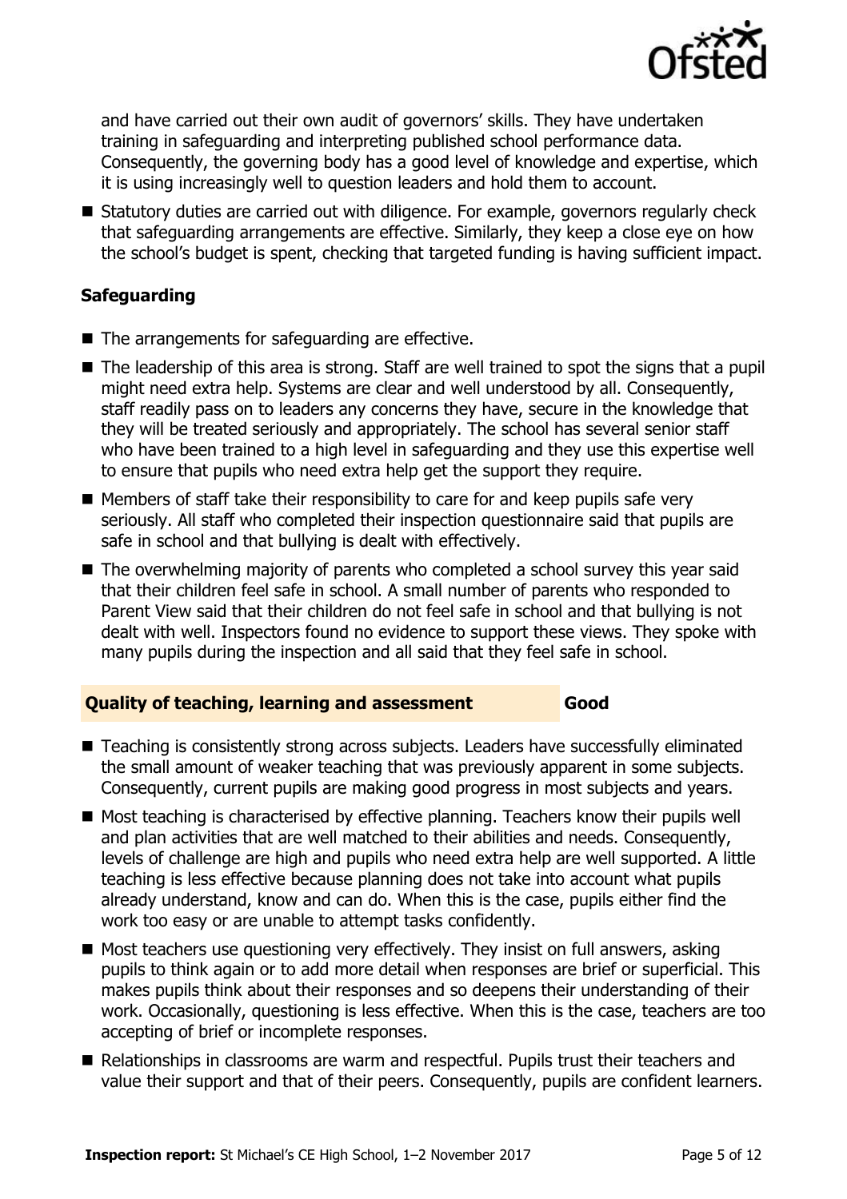and have carried out their own audit of governors' skills. They have undertaken training in safeguarding and interpreting published school performance data. Consequently, the governing body has a good level of knowledge and expertise, which it is using increasingly well to question leaders and hold them to account.

- Statutory duties are carried out with diligence. For example, governors regularly check that safeguarding arrangements are effective. Similarly, they keep a close eye on how the school's budget is spent, checking that targeted funding is having sufficient impact.

### Safeguarding

- The arrangements for safeguarding are effective.
- The leadership of this area is strong. Staff are well trained to spot the signs that a pupil might need extra help. Systems are clear and well understood by all. Consequently, staff readily pass on to leaders any concerns they have, secure in the knowledge that they will be treated seriously and appropriately. The school has several senior staff who have been trained to a high level in safeguarding and they use this expertise well to ensure that pupils who need extra help get the support they require.
- Members of staff take their responsibility to care for and keep pupils safe very seriously. All staff who completed their inspection questionnaire said that pupils are safe in school and that bullying is dealt with effectively.
- The overwhelming majority of parents who completed a school survey this year said that their children feel safe in school. A small number of parents who responded to Parent View said that their children do not feel safe in school and that bullying is not dealt with well. Inspectors found no evidence to support these views. They spoke with many pupils during the inspection and all said that they feel safe in school.

### Quality of teaching, learning and assessment — Good

- Teaching is consistently strong across subjects. Leaders have successfully eliminated the small amount of weaker teaching that was previously apparent in some subjects. Consequently, current pupils are making good progress in most subjects and years.
- Most teaching is characterised by effective planning. Teachers know their pupils well and plan activities that are well matched to their abilities and needs. Consequently, levels of challenge are high and pupils who need extra help are well supported. A little teaching is less effective because planning does not take into account what pupils already understand, know and can do. When this is the case, pupils either find the work too easy or are unable to attempt tasks confidently.
- Most teachers use questioning very effectively. They insist on full answers, asking pupils to think again or to add more detail when responses are brief or superficial. This makes pupils think about their responses and so deepens their understanding of their work. Occasionally, questioning is less effective. When this is the case, teachers are too accepting of brief or incomplete responses.
- Relationships in classrooms are warm and respectful. Pupils trust their teachers and value their support and that of their peers. Consequently, pupils are confident learners.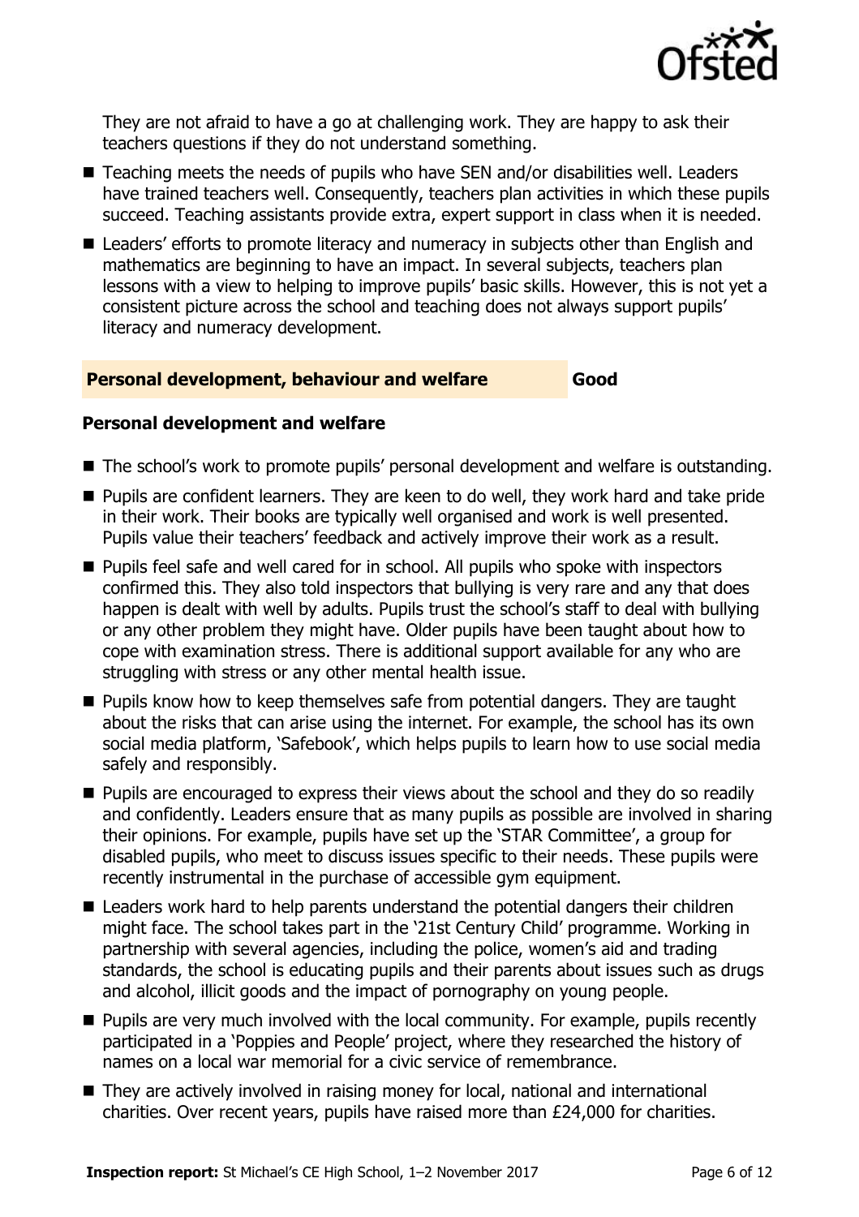They are not afraid to have a go at challenging work. They are happy to ask their teachers questions if they do not understand something.

- Teaching meets the needs of pupils who have SEN and/or disabilities well. Leaders have trained teachers well. Consequently, teachers plan activities in which these pupils succeed. Teaching assistants provide extra, expert support in class when it is needed.
- Leaders' efforts to promote literacy and numeracy in subjects other than English and mathematics are beginning to have an impact. In several subjects, teachers plan lessons with a view to helping to improve pupils' basic skills. However, this is not yet a consistent picture across the school and teaching does not always support pupils' literacy and numeracy development.

## Personal development, behaviour and welfare — Good

### Personal development and welfare

- The school's work to promote pupils' personal development and welfare is outstanding.
- Pupils are confident learners. They are keen to do well, they work hard and take pride in their work. Their books are typically well organised and work is well presented. Pupils value their teachers' feedback and actively improve their work as a result.
- Pupils feel safe and well cared for in school. All pupils who spoke with inspectors confirmed this. They also told inspectors that bullying is very rare and any that does happen is dealt with well by adults. Pupils trust the school's staff to deal with bullying or any other problem they might have. Older pupils have been taught about how to cope with examination stress. There is additional support available for any who are struggling with stress or any other mental health issue.
- Pupils know how to keep themselves safe from potential dangers. They are taught about the risks that can arise using the internet. For example, the school has its own social media platform, 'Safebook', which helps pupils to learn how to use social media safely and responsibly.
- Pupils are encouraged to express their views about the school and they do so readily and confidently. Leaders ensure that as many pupils as possible are involved in sharing their opinions. For example, pupils have set up the 'STAR Committee', a group for disabled pupils, who meet to discuss issues specific to their needs. These pupils were recently instrumental in the purchase of accessible gym equipment.
- Leaders work hard to help parents understand the potential dangers their children might face. The school takes part in the '21st Century Child' programme. Working in partnership with several agencies, including the police, women's aid and trading standards, the school is educating pupils and their parents about issues such as drugs and alcohol, illicit goods and the impact of pornography on young people.
- Pupils are very much involved with the local community. For example, pupils recently participated in a 'Poppies and People' project, where they researched the history of names on a local war memorial for a civic service of remembrance.
- They are actively involved in raising money for local, national and international charities. Over recent years, pupils have raised more than £24,000 for charities.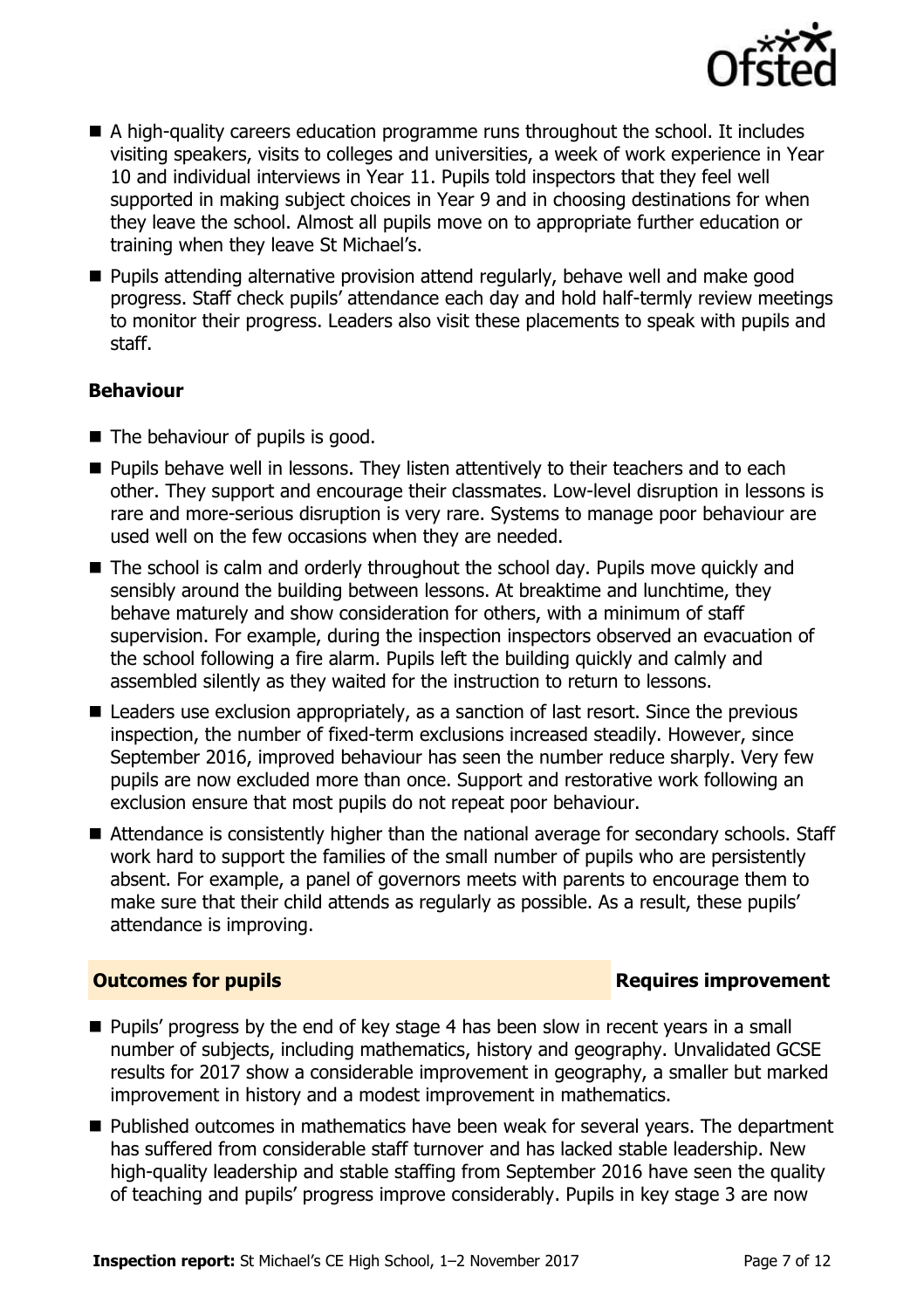- A high-quality careers education programme runs throughout the school. It includes visiting speakers, visits to colleges and universities, a week of work experience in Year 10 and individual interviews in Year 11. Pupils told inspectors that they feel well supported in making subject choices in Year 9 and in choosing destinations for when they leave the school. Almost all pupils move on to appropriate further education or training when they leave St Michael's.
- Pupils attending alternative provision attend regularly, behave well and make good progress. Staff check pupils' attendance each day and hold half-termly review meetings to monitor their progress. Leaders also visit these placements to speak with pupils and staff.

### Behaviour

- The behaviour of pupils is good.
- Pupils behave well in lessons. They listen attentively to their teachers and to each other. They support and encourage their classmates. Low-level disruption in lessons is rare and more-serious disruption is very rare. Systems to manage poor behaviour are used well on the few occasions when they are needed.
- The school is calm and orderly throughout the school day. Pupils move quickly and sensibly around the building between lessons. At breaktime and lunchtime, they behave maturely and show consideration for others, with a minimum of staff supervision. For example, during the inspection inspectors observed an evacuation of the school following a fire alarm. Pupils left the building quickly and calmly and assembled silently as they waited for the instruction to return to lessons.
- Leaders use exclusion appropriately, as a sanction of last resort. Since the previous inspection, the number of fixed-term exclusions increased steadily. However, since September 2016, improved behaviour has seen the number reduce sharply. Very few pupils are now excluded more than once. Support and restorative work following an exclusion ensure that most pupils do not repeat poor behaviour.
- Attendance is consistently higher than the national average for secondary schools. Staff work hard to support the families of the small number of pupils who are persistently absent. For example, a panel of governors meets with parents to encourage them to make sure that their child attends as regularly as possible. As a result, these pupils' attendance is improving.

## Outcomes for pupils — Requires improvement

- Pupils' progress by the end of key stage 4 has been slow in recent years in a small number of subjects, including mathematics, history and geography. Unvalidated GCSE results for 2017 show a considerable improvement in geography, a smaller but marked improvement in history and a modest improvement in mathematics.
- Published outcomes in mathematics have been weak for several years. The department has suffered from considerable staff turnover and has lacked stable leadership. New high-quality leadership and stable staffing from September 2016 have seen the quality of teaching and pupils' progress improve considerably. Pupils in key stage 3 are now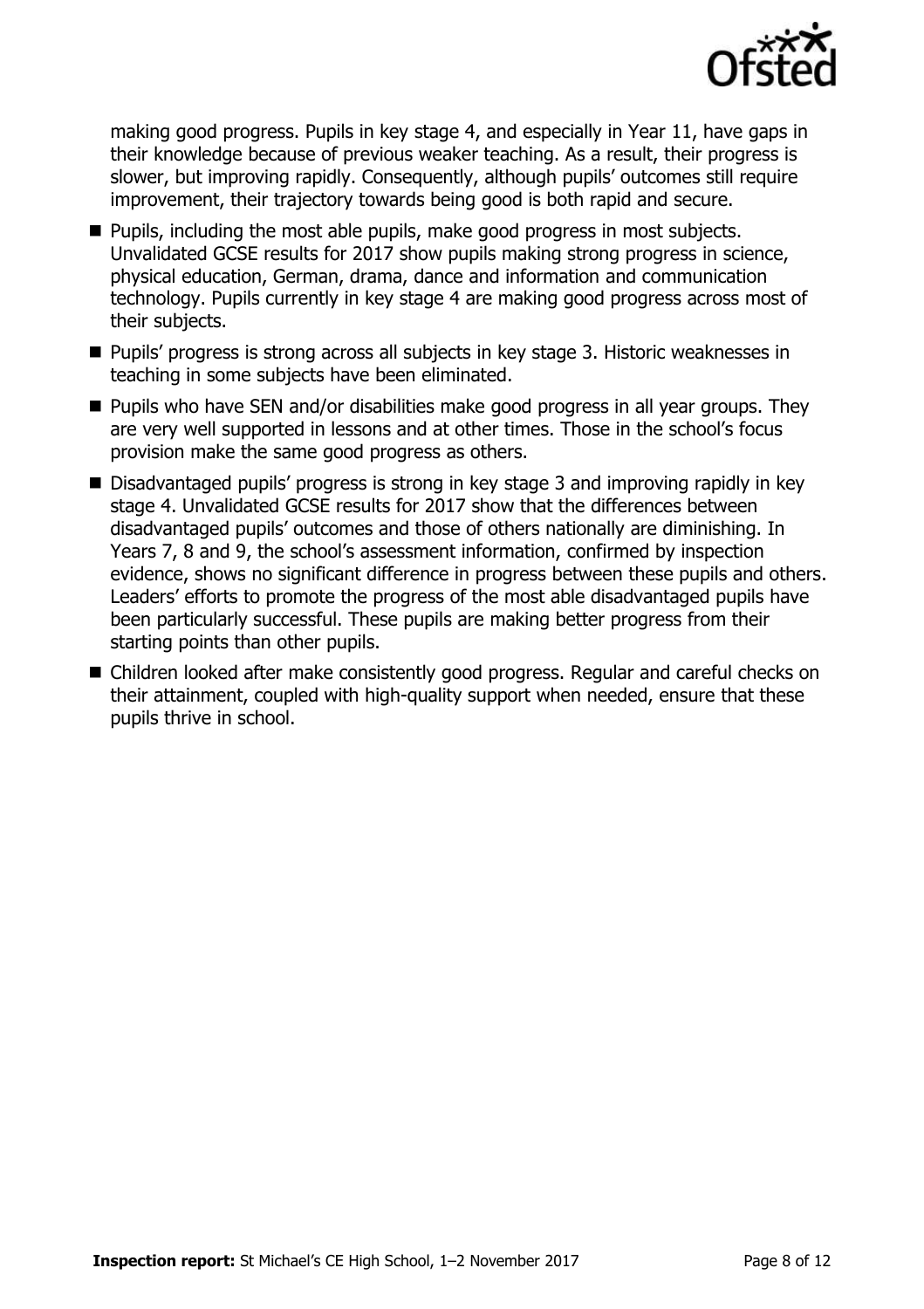making good progress. Pupils in key stage 4, and especially in Year 11, have gaps in their knowledge because of previous weaker teaching. As a result, their progress is slower, but improving rapidly. Consequently, although pupils' outcomes still require improvement, their trajectory towards being good is both rapid and secure.

- Pupils, including the most able pupils, make good progress in most subjects. Unvalidated GCSE results for 2017 show pupils making strong progress in science, physical education, German, drama, dance and information and communication technology. Pupils currently in key stage 4 are making good progress across most of their subjects.
- Pupils' progress is strong across all subjects in key stage 3. Historic weaknesses in teaching in some subjects have been eliminated.
- Pupils who have SEN and/or disabilities make good progress in all year groups. They are very well supported in lessons and at other times. Those in the school's focus provision make the same good progress as others.
- Disadvantaged pupils' progress is strong in key stage 3 and improving rapidly in key stage 4. Unvalidated GCSE results for 2017 show that the differences between disadvantaged pupils' outcomes and those of others nationally are diminishing. In Years 7, 8 and 9, the school's assessment information, confirmed by inspection evidence, shows no significant difference in progress between these pupils and others. Leaders' efforts to promote the progress of the most able disadvantaged pupils have been particularly successful. These pupils are making better progress from their starting points than other pupils.
- Children looked after make consistently good progress. Regular and careful checks on their attainment, coupled with high-quality support when needed, ensure that these pupils thrive in school.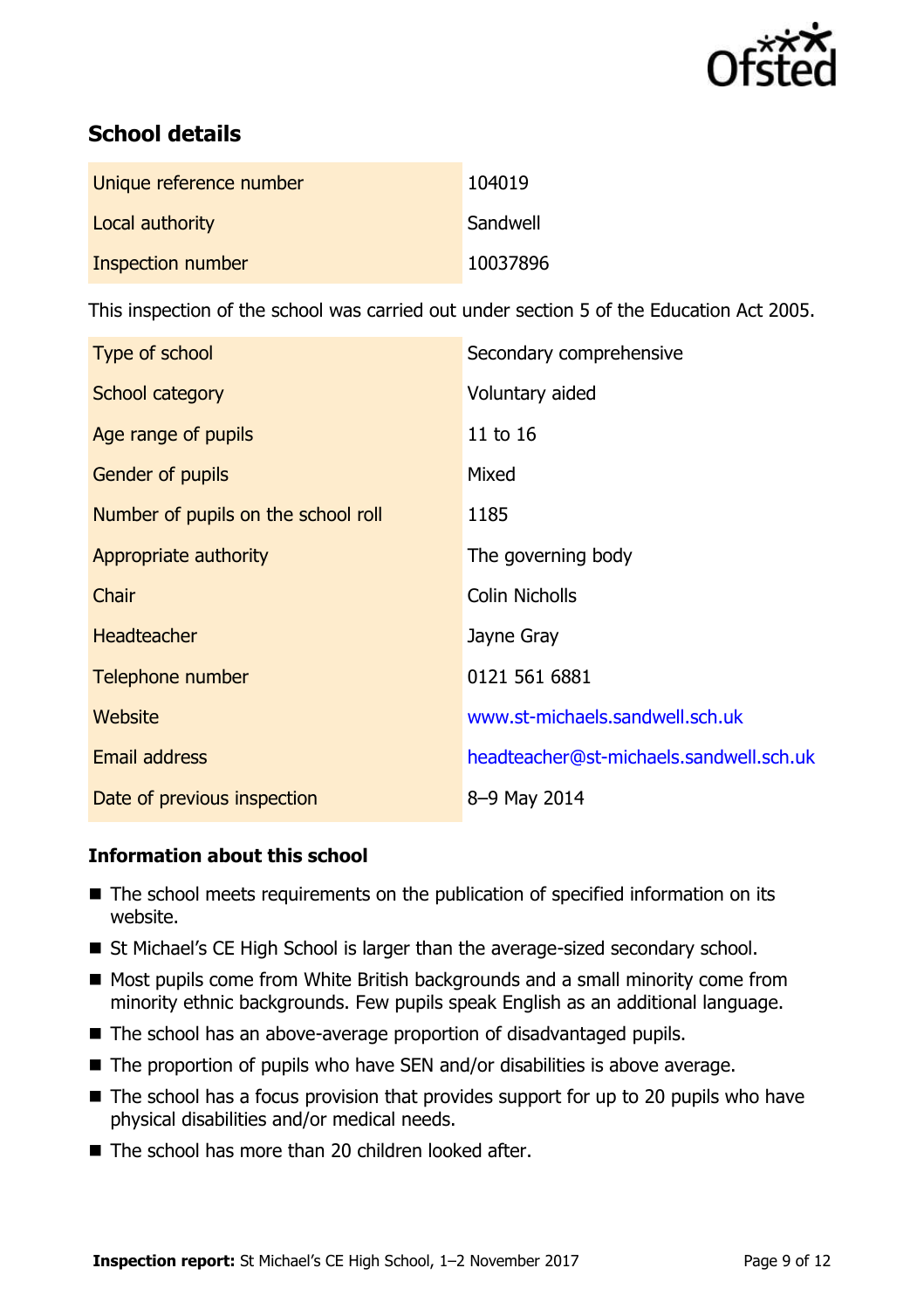## School details

| | |
|---|---|
| Unique reference number | 104019 |
| Local authority | Sandwell |
| Inspection number | 10037896 |

This inspection of the school was carried out under section 5 of the Education Act 2005.

| | |
|---|---|
| Type of school | Secondary comprehensive |
| School category | Voluntary aided |
| Age range of pupils | 11 to 16 |
| Gender of pupils | Mixed |
| Number of pupils on the school roll | 1185 |
| Appropriate authority | The governing body |
| Chair | Colin Nicholls |
| Headteacher | Jayne Gray |
| Telephone number | 0121 561 6881 |
| Website | www.st-michaels.sandwell.sch.uk |
| Email address | headteacher@st-michaels.sandwell.sch.uk |
| Date of previous inspection | 8–9 May 2014 |

### Information about this school

- The school meets requirements on the publication of specified information on its website.
- St Michael's CE High School is larger than the average-sized secondary school.
- Most pupils come from White British backgrounds and a small minority come from minority ethnic backgrounds. Few pupils speak English as an additional language.
- The school has an above-average proportion of disadvantaged pupils.
- The proportion of pupils who have SEN and/or disabilities is above average.
- The school has a focus provision that provides support for up to 20 pupils who have physical disabilities and/or medical needs.
- The school has more than 20 children looked after.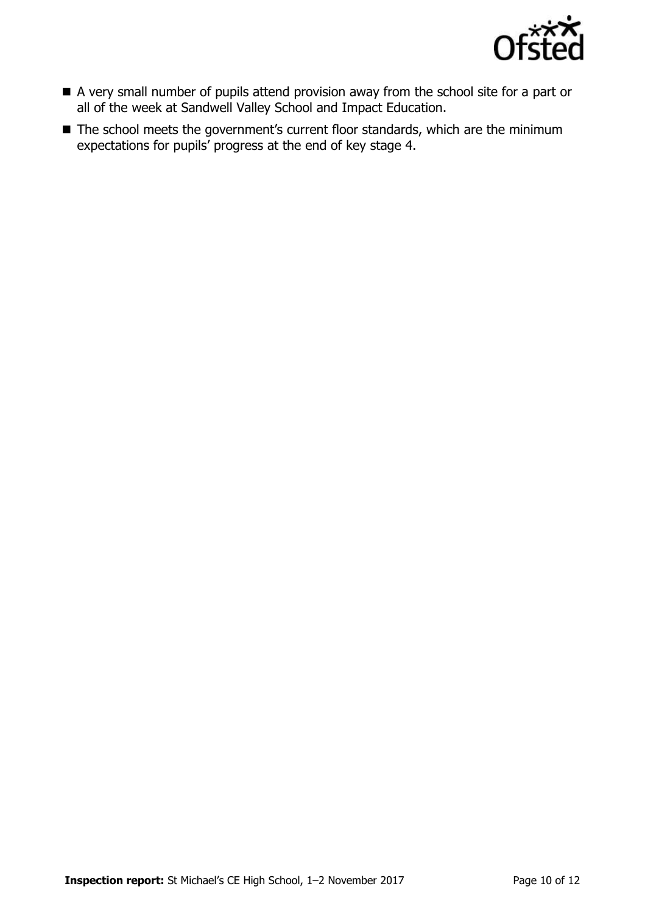- A very small number of pupils attend provision away from the school site for a part or all of the week at Sandwell Valley School and Impact Education.
- The school meets the government's current floor standards, which are the minimum expectations for pupils' progress at the end of key stage 4.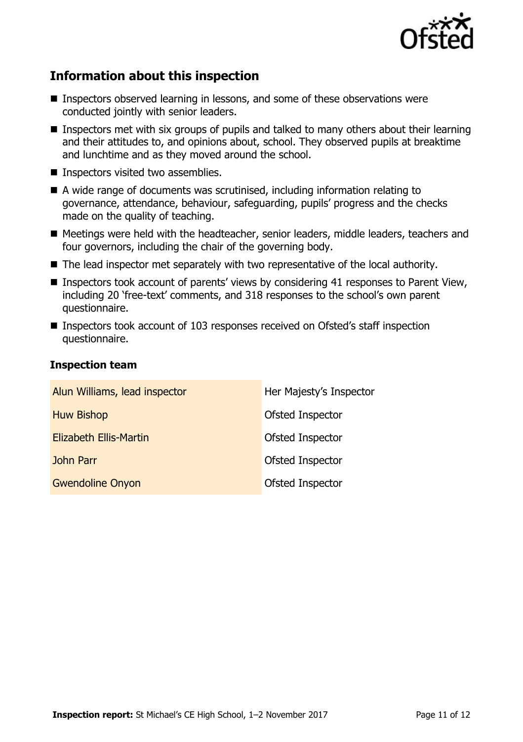## Information about this inspection

- Inspectors observed learning in lessons, and some of these observations were conducted jointly with senior leaders.
- Inspectors met with six groups of pupils and talked to many others about their learning and their attitudes to, and opinions about, school. They observed pupils at breaktime and lunchtime and as they moved around the school.
- Inspectors visited two assemblies.
- A wide range of documents was scrutinised, including information relating to governance, attendance, behaviour, safeguarding, pupils' progress and the checks made on the quality of teaching.
- Meetings were held with the headteacher, senior leaders, middle leaders, teachers and four governors, including the chair of the governing body.
- The lead inspector met separately with two representative of the local authority.
- Inspectors took account of parents' views by considering 41 responses to Parent View, including 20 'free-text' comments, and 318 responses to the school's own parent questionnaire.
- Inspectors took account of 103 responses received on Ofsted's staff inspection questionnaire.

### Inspection team

| | |
|---|---|
| Alun Williams, lead inspector | Her Majesty's Inspector |
| Huw Bishop | Ofsted Inspector |
| Elizabeth Ellis-Martin | Ofsted Inspector |
| John Parr | Ofsted Inspector |
| Gwendoline Onyon | Ofsted Inspector |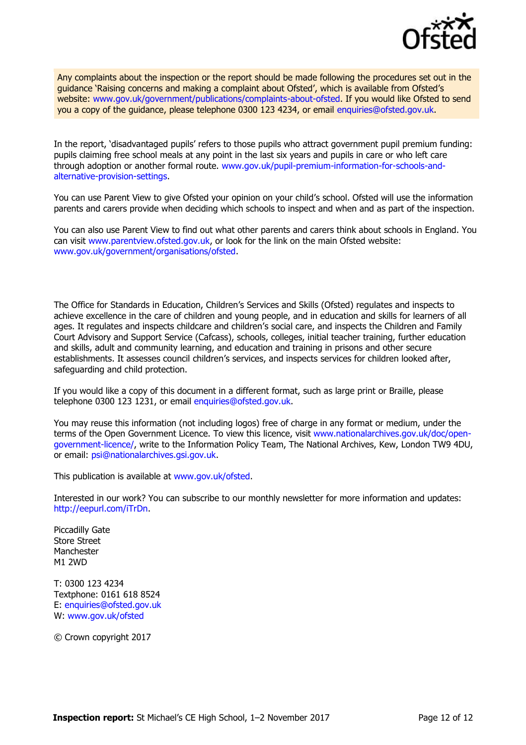Any complaints about the inspection or the report should be made following the procedures set out in the guidance 'Raising concerns and making a complaint about Ofsted', which is available from Ofsted's website: www.gov.uk/government/publications/complaints-about-ofsted. If you would like Ofsted to send you a copy of the guidance, please telephone 0300 123 4234, or email enquiries@ofsted.gov.uk.

In the report, 'disadvantaged pupils' refers to those pupils who attract government pupil premium funding: pupils claiming free school meals at any point in the last six years and pupils in care or who left care through adoption or another formal route. www.gov.uk/pupil-premium-information-for-schools-and-alternative-provision-settings.

You can use Parent View to give Ofsted your opinion on your child's school. Ofsted will use the information parents and carers provide when deciding which schools to inspect and when and as part of the inspection.

You can also use Parent View to find out what other parents and carers think about schools in England. You can visit www.parentview.ofsted.gov.uk, or look for the link on the main Ofsted website: www.gov.uk/government/organisations/ofsted.

The Office for Standards in Education, Children's Services and Skills (Ofsted) regulates and inspects to achieve excellence in the care of children and young people, and in education and skills for learners of all ages. It regulates and inspects childcare and children's social care, and inspects the Children and Family Court Advisory and Support Service (Cafcass), schools, colleges, initial teacher training, further education and skills, adult and community learning, and education and training in prisons and other secure establishments. It assesses council children's services, and inspects services for children looked after, safeguarding and child protection.

If you would like a copy of this document in a different format, such as large print or Braille, please telephone 0300 123 1231, or email enquiries@ofsted.gov.uk.

You may reuse this information (not including logos) free of charge in any format or medium, under the terms of the Open Government Licence. To view this licence, visit www.nationalarchives.gov.uk/doc/open-government-licence/, write to the Information Policy Team, The National Archives, Kew, London TW9 4DU, or email: psi@nationalarchives.gsi.gov.uk.

This publication is available at www.gov.uk/ofsted.

Interested in our work? You can subscribe to our monthly newsletter for more information and updates: http://eepurl.com/iTrDn.

Piccadilly Gate
Store Street
Manchester
M1 2WD

T: 0300 123 4234
Textphone: 0161 618 8524
E: enquiries@ofsted.gov.uk
W: www.gov.uk/ofsted

© Crown copyright 2017